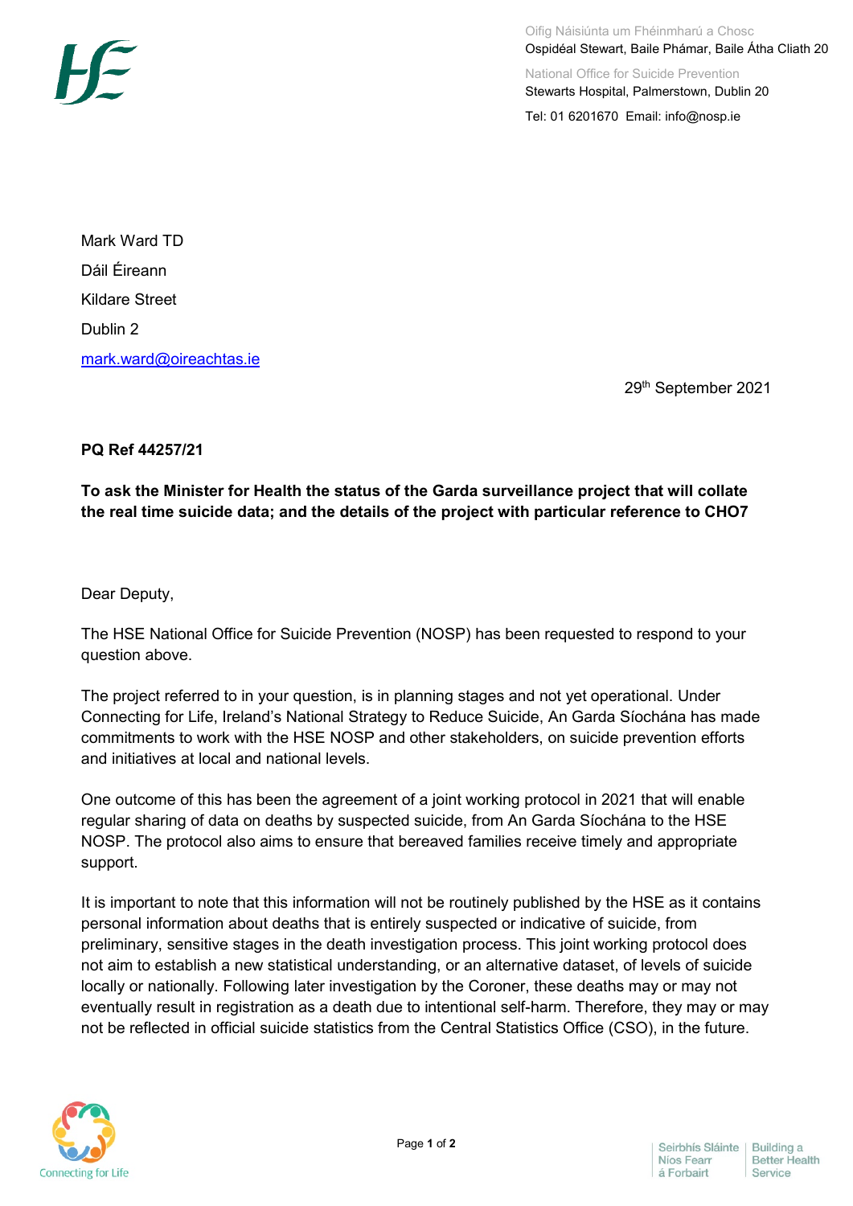Oifig Náisiúnta um Fhéinmharú a Chosc
Ospidéal Stewart, Baile Phámar, Baile Átha Cliath 20

National Office for Suicide Prevention
Stewarts Hospital, Palmerstown, Dublin 20

Tel: 01 6201670 Email: info@nosp.ie

Mark Ward TD
Dáil Éireann
Kildare Street
Dublin 2
mark.ward@oireachtas.ie

29th September 2021

**PQ Ref 44257/21**

**To ask the Minister for Health the status of the Garda surveillance project that will collate the real time suicide data; and the details of the project with particular reference to CHO7**

Dear Deputy,

The HSE National Office for Suicide Prevention (NOSP) has been requested to respond to your question above.

The project referred to in your question, is in planning stages and not yet operational. Under Connecting for Life, Ireland's National Strategy to Reduce Suicide, An Garda Síochána has made commitments to work with the HSE NOSP and other stakeholders, on suicide prevention efforts and initiatives at local and national levels.

One outcome of this has been the agreement of a joint working protocol in 2021 that will enable regular sharing of data on deaths by suspected suicide, from An Garda Síochána to the HSE NOSP. The protocol also aims to ensure that bereaved families receive timely and appropriate support.

It is important to note that this information will not be routinely published by the HSE as it contains personal information about deaths that is entirely suspected or indicative of suicide, from preliminary, sensitive stages in the death investigation process. This joint working protocol does not aim to establish a new statistical understanding, or an alternative dataset, of levels of suicide locally or nationally. Following later investigation by the Coroner, these deaths may or may not eventually result in registration as a death due to intentional self-harm. Therefore, they may or may not be reflected in official suicide statistics from the Central Statistics Office (CSO), in the future.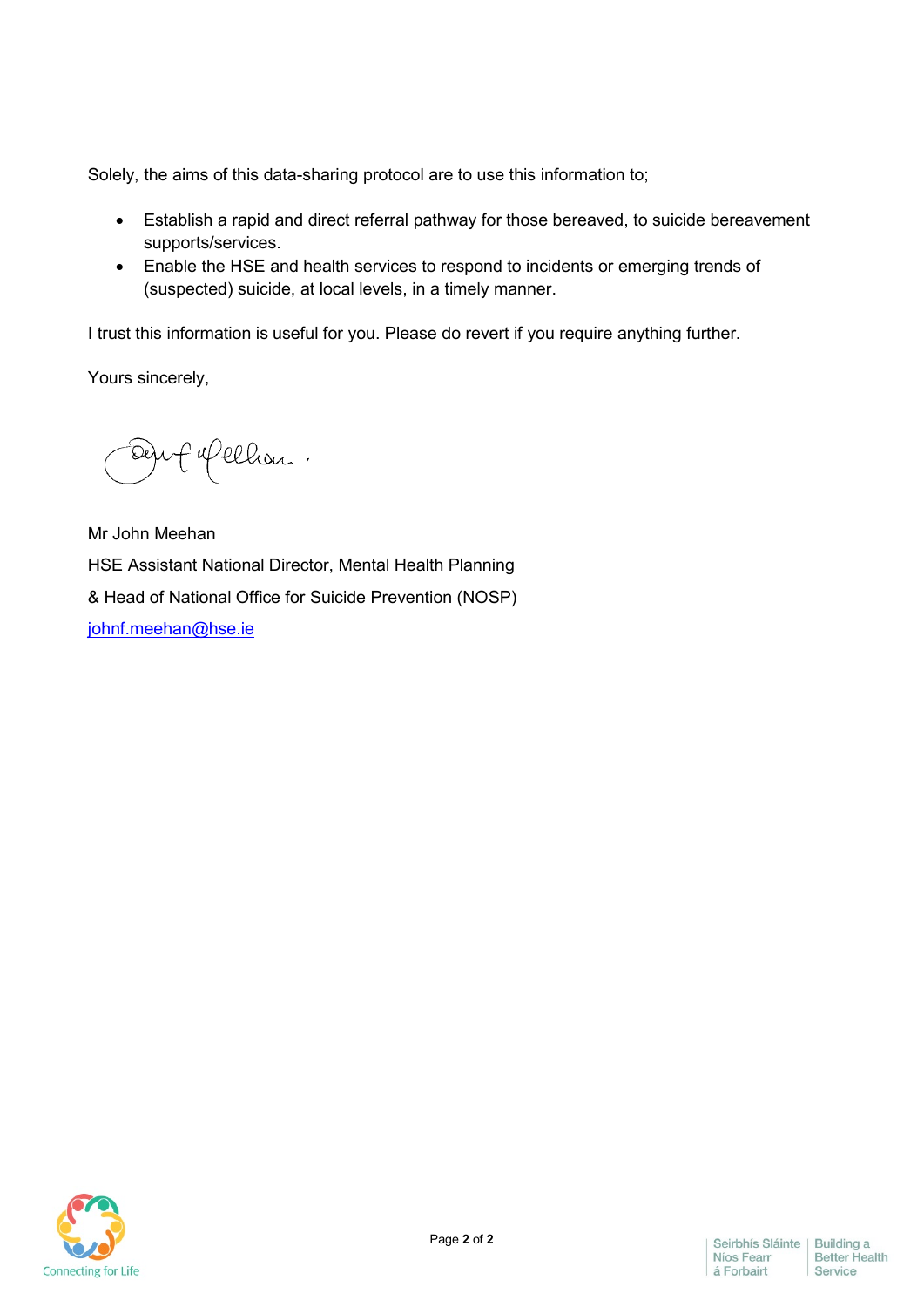Solely, the aims of this data-sharing protocol are to use this information to;

- Establish a rapid and direct referral pathway for those bereaved, to suicide bereavement supports/services.
- Enable the HSE and health services to respond to incidents or emerging trends of (suspected) suicide, at local levels, in a timely manner.

I trust this information is useful for you. Please do revert if you require anything further.

Yours sincerely,

Mr John Meehan
HSE Assistant National Director, Mental Health Planning
& Head of National Office for Suicide Prevention (NOSP)
johnf.meehan@hse.ie